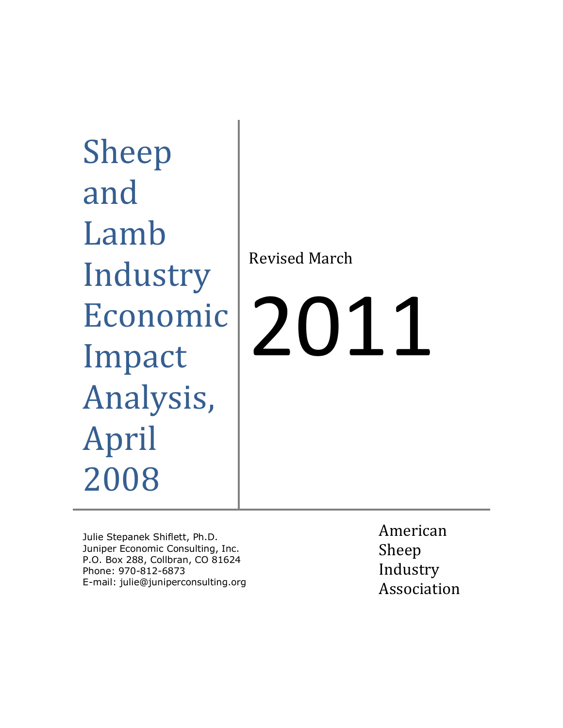# Sheep and Lamb Industry Economic Impact Analysis, April 2008

Revised March

# 2011

Julie Stepanek Shiflett, Ph.D.
Juniper Economic Consulting, Inc.
P.O. Box 288, Collbran, CO 81624
Phone: 970-812-6873
E-mail: julie@juniperconsulting.org

American Sheep Industry Association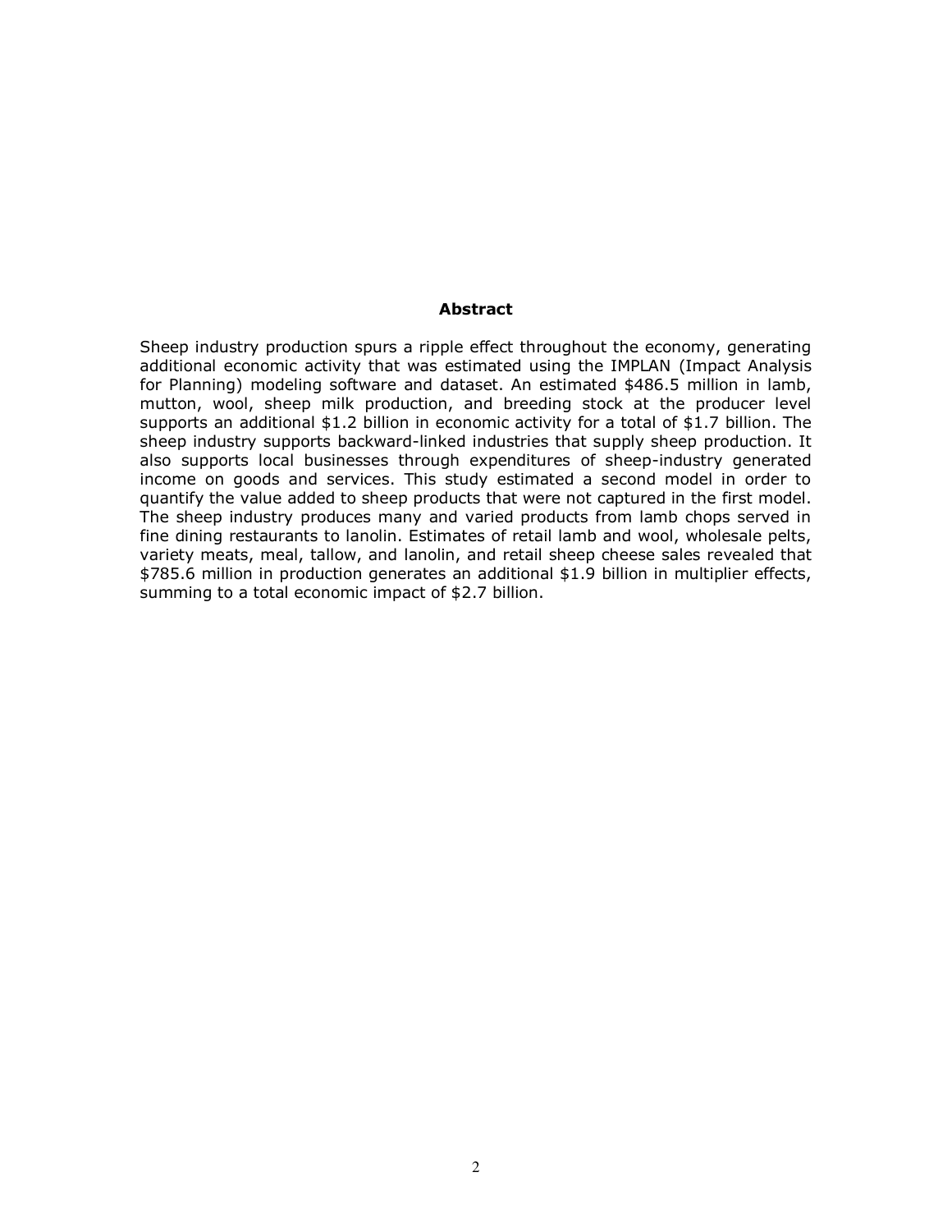## Abstract

Sheep industry production spurs a ripple effect throughout the economy, generating additional economic activity that was estimated using the IMPLAN (Impact Analysis for Planning) modeling software and dataset. An estimated $486.5 million in lamb, mutton, wool, sheep milk production, and breeding stock at the producer level supports an additional $1.2 billion in economic activity for a total of $1.7 billion. The sheep industry supports backward-linked industries that supply sheep production. It also supports local businesses through expenditures of sheep-industry generated income on goods and services. This study estimated a second model in order to quantify the value added to sheep products that were not captured in the first model. The sheep industry produces many and varied products from lamb chops served in fine dining restaurants to lanolin. Estimates of retail lamb and wool, wholesale pelts, variety meats, meal, tallow, and lanolin, and retail sheep cheese sales revealed that $785.6 million in production generates an additional $1.9 billion in multiplier effects, summing to a total economic impact of $2.7 billion.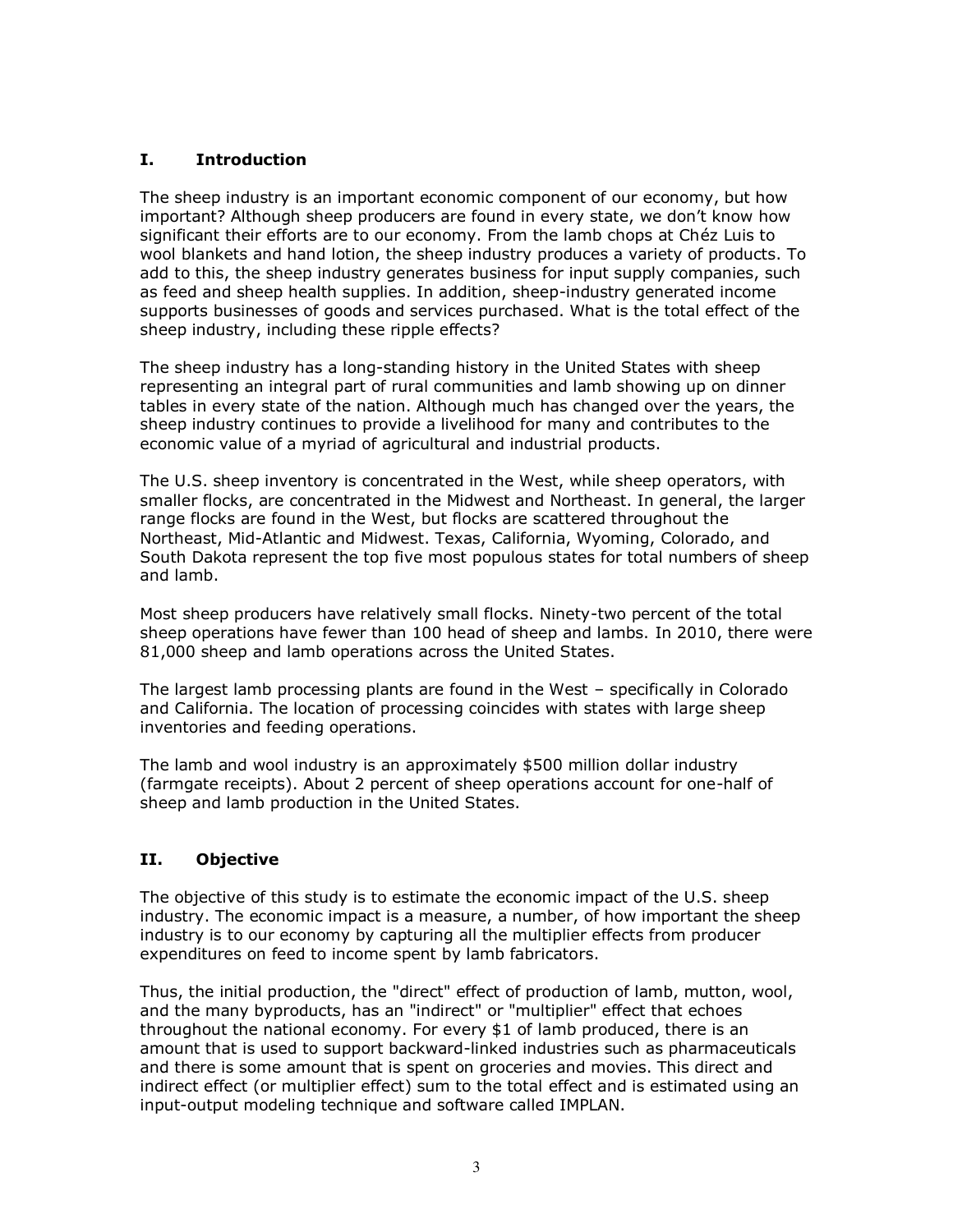## I. Introduction

The sheep industry is an important economic component of our economy, but how important? Although sheep producers are found in every state, we don't know how significant their efforts are to our economy. From the lamb chops at Chéz Luis to wool blankets and hand lotion, the sheep industry produces a variety of products. To add to this, the sheep industry generates business for input supply companies, such as feed and sheep health supplies. In addition, sheep-industry generated income supports businesses of goods and services purchased. What is the total effect of the sheep industry, including these ripple effects?

The sheep industry has a long-standing history in the United States with sheep representing an integral part of rural communities and lamb showing up on dinner tables in every state of the nation. Although much has changed over the years, the sheep industry continues to provide a livelihood for many and contributes to the economic value of a myriad of agricultural and industrial products.

The U.S. sheep inventory is concentrated in the West, while sheep operators, with smaller flocks, are concentrated in the Midwest and Northeast. In general, the larger range flocks are found in the West, but flocks are scattered throughout the Northeast, Mid-Atlantic and Midwest. Texas, California, Wyoming, Colorado, and South Dakota represent the top five most populous states for total numbers of sheep and lamb.

Most sheep producers have relatively small flocks. Ninety-two percent of the total sheep operations have fewer than 100 head of sheep and lambs. In 2010, there were 81,000 sheep and lamb operations across the United States.

The largest lamb processing plants are found in the West – specifically in Colorado and California. The location of processing coincides with states with large sheep inventories and feeding operations.

The lamb and wool industry is an approximately $500 million dollar industry (farmgate receipts). About 2 percent of sheep operations account for one-half of sheep and lamb production in the United States.

## II. Objective

The objective of this study is to estimate the economic impact of the U.S. sheep industry. The economic impact is a measure, a number, of how important the sheep industry is to our economy by capturing all the multiplier effects from producer expenditures on feed to income spent by lamb fabricators.

Thus, the initial production, the "direct" effect of production of lamb, mutton, wool, and the many byproducts, has an "indirect" or "multiplier" effect that echoes throughout the national economy. For every $1 of lamb produced, there is an amount that is used to support backward-linked industries such as pharmaceuticals and there is some amount that is spent on groceries and movies. This direct and indirect effect (or multiplier effect) sum to the total effect and is estimated using an input-output modeling technique and software called IMPLAN.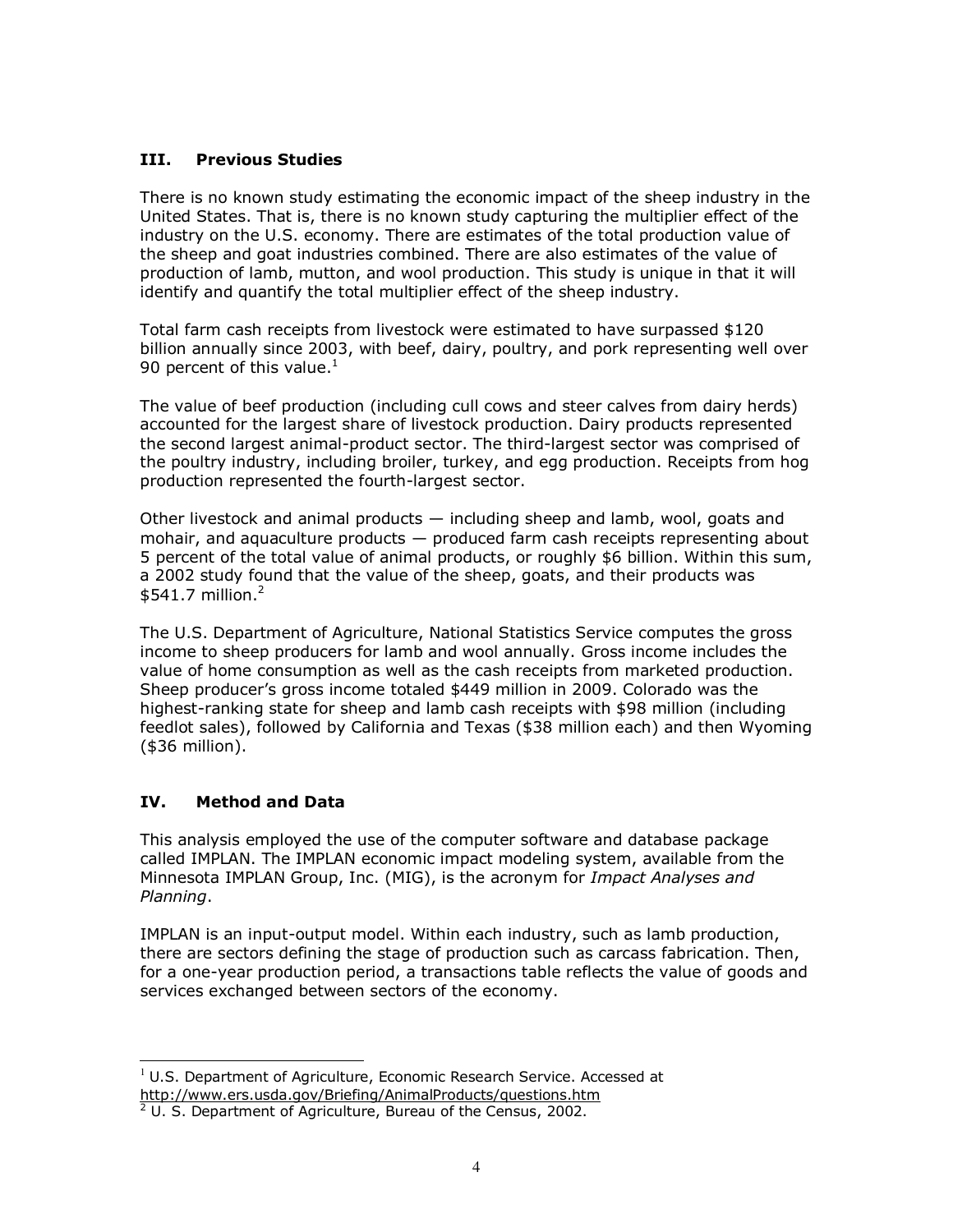## III. Previous Studies

There is no known study estimating the economic impact of the sheep industry in the United States. That is, there is no known study capturing the multiplier effect of the industry on the U.S. economy. There are estimates of the total production value of the sheep and goat industries combined. There are also estimates of the value of production of lamb, mutton, and wool production. This study is unique in that it will identify and quantify the total multiplier effect of the sheep industry.

Total farm cash receipts from livestock were estimated to have surpassed $120 billion annually since 2003, with beef, dairy, poultry, and pork representing well over 90 percent of this value.[1]

The value of beef production (including cull cows and steer calves from dairy herds) accounted for the largest share of livestock production. Dairy products represented the second largest animal-product sector. The third-largest sector was comprised of the poultry industry, including broiler, turkey, and egg production. Receipts from hog production represented the fourth-largest sector.

Other livestock and animal products — including sheep and lamb, wool, goats and mohair, and aquaculture products — produced farm cash receipts representing about 5 percent of the total value of animal products, or roughly $6 billion. Within this sum, a 2002 study found that the value of the sheep, goats, and their products was $541.7 million.[2]

The U.S. Department of Agriculture, National Statistics Service computes the gross income to sheep producers for lamb and wool annually. Gross income includes the value of home consumption as well as the cash receipts from marketed production. Sheep producer's gross income totaled $449 million in 2009. Colorado was the highest-ranking state for sheep and lamb cash receipts with $98 million (including feedlot sales), followed by California and Texas ($38 million each) and then Wyoming ($36 million).

## IV. Method and Data

This analysis employed the use of the computer software and database package called IMPLAN. The IMPLAN economic impact modeling system, available from the Minnesota IMPLAN Group, Inc. (MIG), is the acronym for *Impact Analyses and Planning*.

IMPLAN is an input-output model. Within each industry, such as lamb production, there are sectors defining the stage of production such as carcass fabrication. Then, for a one-year production period, a transactions table reflects the value of goods and services exchanged between sectors of the economy.

---

[1] U.S. Department of Agriculture, Economic Research Service. Accessed at http://www.ers.usda.gov/Briefing/AnimalProducts/questions.htm

[2] U. S. Department of Agriculture, Bureau of the Census, 2002.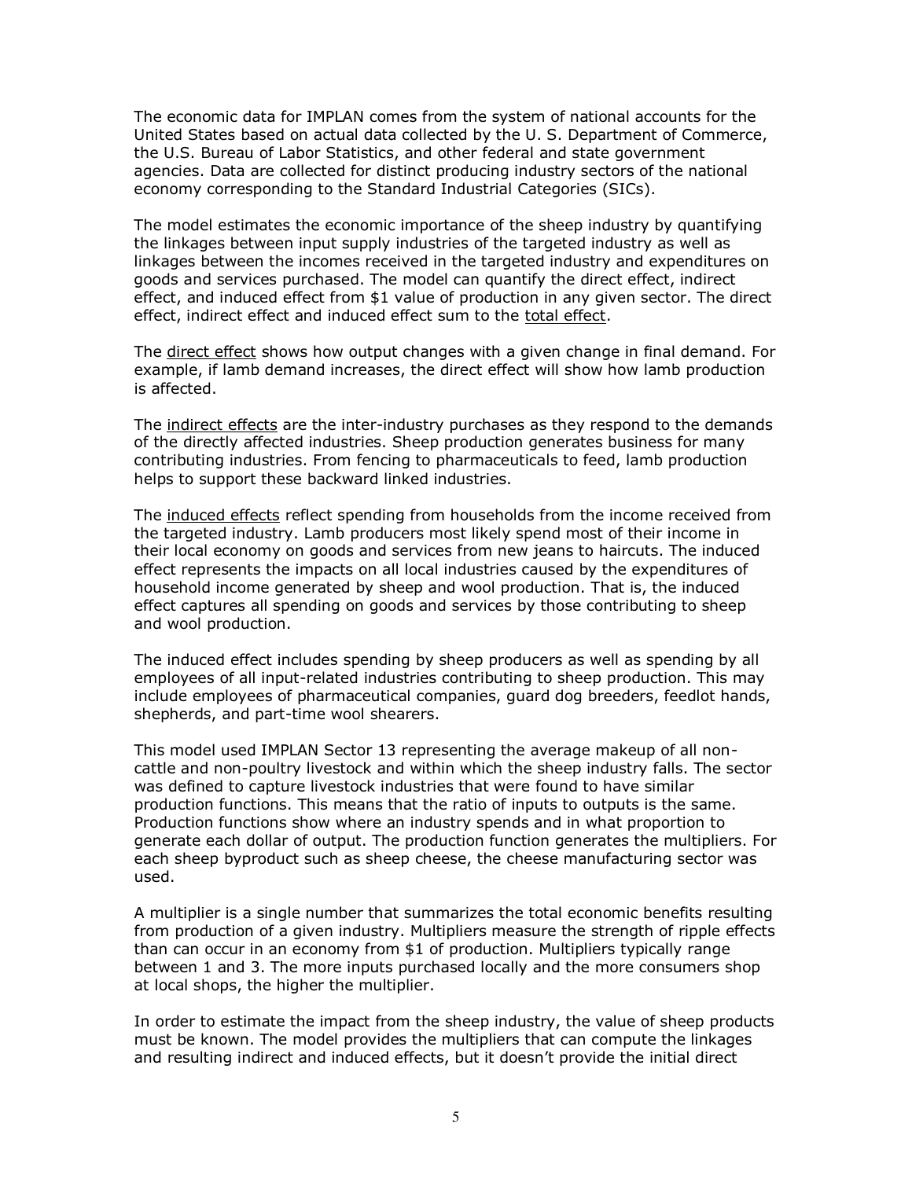The economic data for IMPLAN comes from the system of national accounts for the United States based on actual data collected by the U. S. Department of Commerce, the U.S. Bureau of Labor Statistics, and other federal and state government agencies. Data are collected for distinct producing industry sectors of the national economy corresponding to the Standard Industrial Categories (SICs).

The model estimates the economic importance of the sheep industry by quantifying the linkages between input supply industries of the targeted industry as well as linkages between the incomes received in the targeted industry and expenditures on goods and services purchased. The model can quantify the direct effect, indirect effect, and induced effect from $1 value of production in any given sector. The direct effect, indirect effect and induced effect sum to the total effect.

The direct effect shows how output changes with a given change in final demand. For example, if lamb demand increases, the direct effect will show how lamb production is affected.

The indirect effects are the inter-industry purchases as they respond to the demands of the directly affected industries. Sheep production generates business for many contributing industries. From fencing to pharmaceuticals to feed, lamb production helps to support these backward linked industries.

The induced effects reflect spending from households from the income received from the targeted industry. Lamb producers most likely spend most of their income in their local economy on goods and services from new jeans to haircuts. The induced effect represents the impacts on all local industries caused by the expenditures of household income generated by sheep and wool production. That is, the induced effect captures all spending on goods and services by those contributing to sheep and wool production.

The induced effect includes spending by sheep producers as well as spending by all employees of all input-related industries contributing to sheep production. This may include employees of pharmaceutical companies, guard dog breeders, feedlot hands, shepherds, and part-time wool shearers.

This model used IMPLAN Sector 13 representing the average makeup of all non-cattle and non-poultry livestock and within which the sheep industry falls. The sector was defined to capture livestock industries that were found to have similar production functions. This means that the ratio of inputs to outputs is the same. Production functions show where an industry spends and in what proportion to generate each dollar of output. The production function generates the multipliers. For each sheep byproduct such as sheep cheese, the cheese manufacturing sector was used.

A multiplier is a single number that summarizes the total economic benefits resulting from production of a given industry. Multipliers measure the strength of ripple effects than can occur in an economy from $1 of production. Multipliers typically range between 1 and 3. The more inputs purchased locally and the more consumers shop at local shops, the higher the multiplier.

In order to estimate the impact from the sheep industry, the value of sheep products must be known. The model provides the multipliers that can compute the linkages and resulting indirect and induced effects, but it doesn't provide the initial direct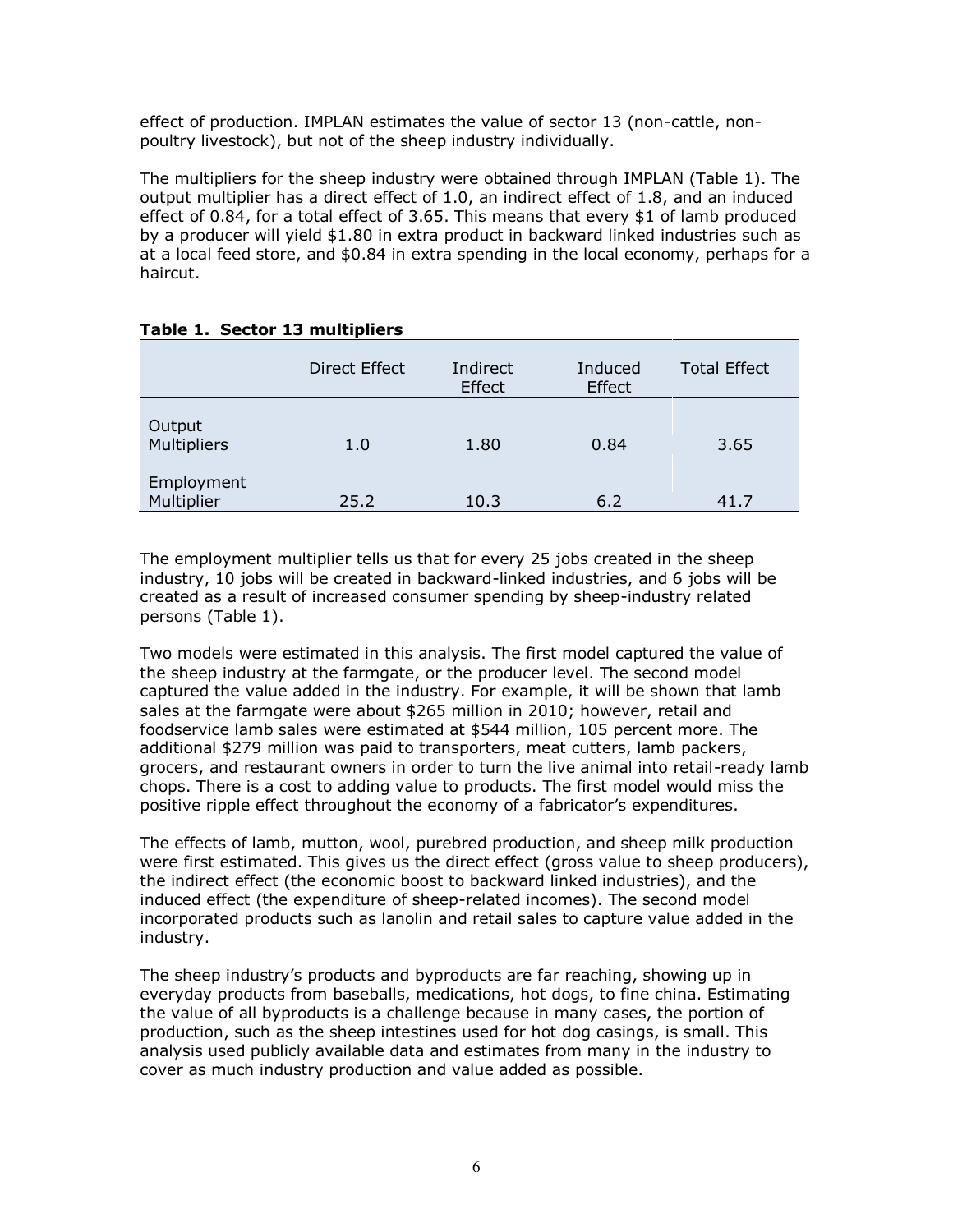effect of production. IMPLAN estimates the value of sector 13 (non-cattle, non-poultry livestock), but not of the sheep industry individually.

The multipliers for the sheep industry were obtained through IMPLAN (Table 1). The output multiplier has a direct effect of 1.0, an indirect effect of 1.8, and an induced effect of 0.84, for a total effect of 3.65. This means that every $1 of lamb produced by a producer will yield $1.80 in extra product in backward linked industries such as at a local feed store, and $0.84 in extra spending in the local economy, perhaps for a haircut.

**Table 1. Sector 13 multipliers**

| | Direct Effect | Indirect Effect | Induced Effect | Total Effect |
|---|---|---|---|---|
| Output Multipliers | 1.0 | 1.80 | 0.84 | 3.65 |
| Employment Multiplier | 25.2 | 10.3 | 6.2 | 41.7 |

The employment multiplier tells us that for every 25 jobs created in the sheep industry, 10 jobs will be created in backward-linked industries, and 6 jobs will be created as a result of increased consumer spending by sheep-industry related persons (Table 1).

Two models were estimated in this analysis. The first model captured the value of the sheep industry at the farmgate, or the producer level. The second model captured the value added in the industry. For example, it will be shown that lamb sales at the farmgate were about $265 million in 2010; however, retail and foodservice lamb sales were estimated at $544 million, 105 percent more. The additional $279 million was paid to transporters, meat cutters, lamb packers, grocers, and restaurant owners in order to turn the live animal into retail-ready lamb chops. There is a cost to adding value to products. The first model would miss the positive ripple effect throughout the economy of a fabricator's expenditures.

The effects of lamb, mutton, wool, purebred production, and sheep milk production were first estimated. This gives us the direct effect (gross value to sheep producers), the indirect effect (the economic boost to backward linked industries), and the induced effect (the expenditure of sheep-related incomes). The second model incorporated products such as lanolin and retail sales to capture value added in the industry.

The sheep industry's products and byproducts are far reaching, showing up in everyday products from baseballs, medications, hot dogs, to fine china. Estimating the value of all byproducts is a challenge because in many cases, the portion of production, such as the sheep intestines used for hot dog casings, is small. This analysis used publicly available data and estimates from many in the industry to cover as much industry production and value added as possible.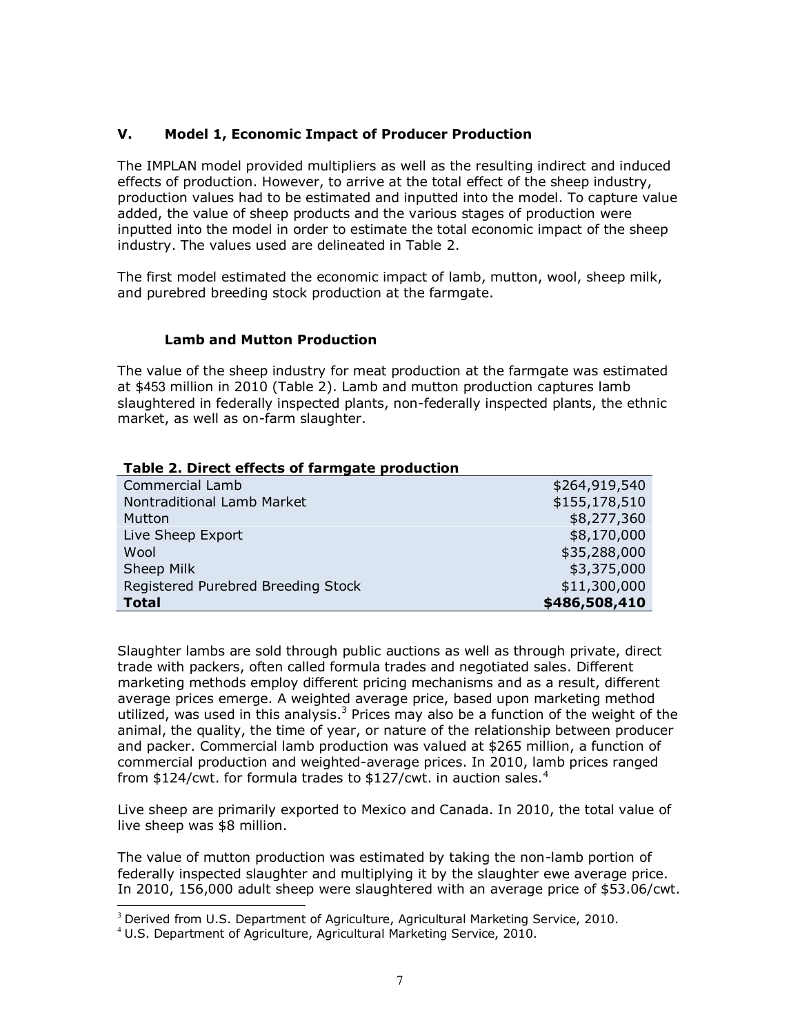## V. Model 1, Economic Impact of Producer Production

The IMPLAN model provided multipliers as well as the resulting indirect and induced effects of production. However, to arrive at the total effect of the sheep industry, production values had to be estimated and inputted into the model. To capture value added, the value of sheep products and the various stages of production were inputted into the model in order to estimate the total economic impact of the sheep industry. The values used are delineated in Table 2.

The first model estimated the economic impact of lamb, mutton, wool, sheep milk, and purebred breeding stock production at the farmgate.

### Lamb and Mutton Production

The value of the sheep industry for meat production at the farmgate was estimated at $453 million in 2010 (Table 2). Lamb and mutton production captures lamb slaughtered in federally inspected plants, non-federally inspected plants, the ethnic market, as well as on-farm slaughter.

**Table 2. Direct effects of farmgate production**

| | |
|---|---:|
| Commercial Lamb | $264,919,540 |
| Nontraditional Lamb Market | $155,178,510 |
| Mutton | $8,277,360 |
| Live Sheep Export | $8,170,000 |
| Wool | $35,288,000 |
| Sheep Milk | $3,375,000 |
| Registered Purebred Breeding Stock | $11,300,000 |
| **Total** | **$486,508,410** |

Slaughter lambs are sold through public auctions as well as through private, direct trade with packers, often called formula trades and negotiated sales. Different marketing methods employ different pricing mechanisms and as a result, different average prices emerge. A weighted average price, based upon marketing method utilized, was used in this analysis.[3] Prices may also be a function of the weight of the animal, the quality, the time of year, or nature of the relationship between producer and packer. Commercial lamb production was valued at $265 million, a function of commercial production and weighted-average prices. In 2010, lamb prices ranged from $124/cwt. for formula trades to $127/cwt. in auction sales.[4]

Live sheep are primarily exported to Mexico and Canada. In 2010, the total value of live sheep was $8 million.

The value of mutton production was estimated by taking the non-lamb portion of federally inspected slaughter and multiplying it by the slaughter ewe average price. In 2010, 156,000 adult sheep were slaughtered with an average price of $53.06/cwt.

---

[3] Derived from U.S. Department of Agriculture, Agricultural Marketing Service, 2010.

[4] U.S. Department of Agriculture, Agricultural Marketing Service, 2010.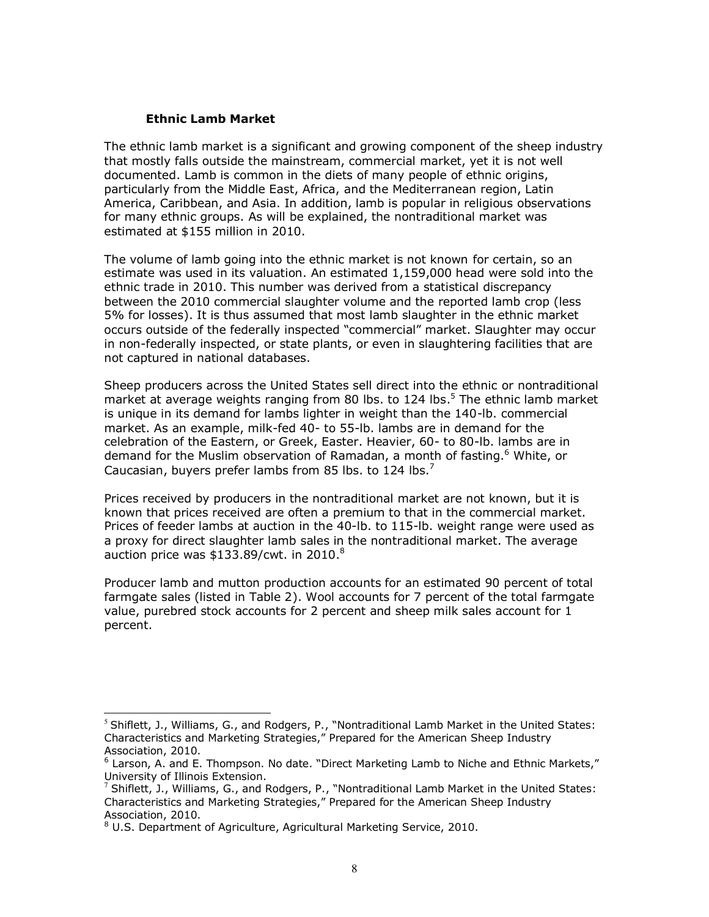### Ethnic Lamb Market

The ethnic lamb market is a significant and growing component of the sheep industry that mostly falls outside the mainstream, commercial market, yet it is not well documented. Lamb is common in the diets of many people of ethnic origins, particularly from the Middle East, Africa, and the Mediterranean region, Latin America, Caribbean, and Asia. In addition, lamb is popular in religious observations for many ethnic groups. As will be explained, the nontraditional market was estimated at $155 million in 2010.

The volume of lamb going into the ethnic market is not known for certain, so an estimate was used in its valuation. An estimated 1,159,000 head were sold into the ethnic trade in 2010. This number was derived from a statistical discrepancy between the 2010 commercial slaughter volume and the reported lamb crop (less 5% for losses). It is thus assumed that most lamb slaughter in the ethnic market occurs outside of the federally inspected "commercial" market. Slaughter may occur in non-federally inspected, or state plants, or even in slaughtering facilities that are not captured in national databases.

Sheep producers across the United States sell direct into the ethnic or nontraditional market at average weights ranging from 80 lbs. to 124 lbs.[5] The ethnic lamb market is unique in its demand for lambs lighter in weight than the 140-lb. commercial market. As an example, milk-fed 40- to 55-lb. lambs are in demand for the celebration of the Eastern, or Greek, Easter. Heavier, 60- to 80-lb. lambs are in demand for the Muslim observation of Ramadan, a month of fasting.[6] White, or Caucasian, buyers prefer lambs from 85 lbs. to 124 lbs.[7]

Prices received by producers in the nontraditional market are not known, but it is known that prices received are often a premium to that in the commercial market. Prices of feeder lambs at auction in the 40-lb. to 115-lb. weight range were used as a proxy for direct slaughter lamb sales in the nontraditional market. The average auction price was $133.89/cwt. in 2010.[8]

Producer lamb and mutton production accounts for an estimated 90 percent of total farmgate sales (listed in Table 2). Wool accounts for 7 percent of the total farmgate value, purebred stock accounts for 2 percent and sheep milk sales account for 1 percent.

---

[5] Shiflett, J., Williams, G., and Rodgers, P., "Nontraditional Lamb Market in the United States: Characteristics and Marketing Strategies," Prepared for the American Sheep Industry Association, 2010.

[6] Larson, A. and E. Thompson. No date. "Direct Marketing Lamb to Niche and Ethnic Markets," University of Illinois Extension.

[7] Shiflett, J., Williams, G., and Rodgers, P., "Nontraditional Lamb Market in the United States: Characteristics and Marketing Strategies," Prepared for the American Sheep Industry Association, 2010.

[8] U.S. Department of Agriculture, Agricultural Marketing Service, 2010.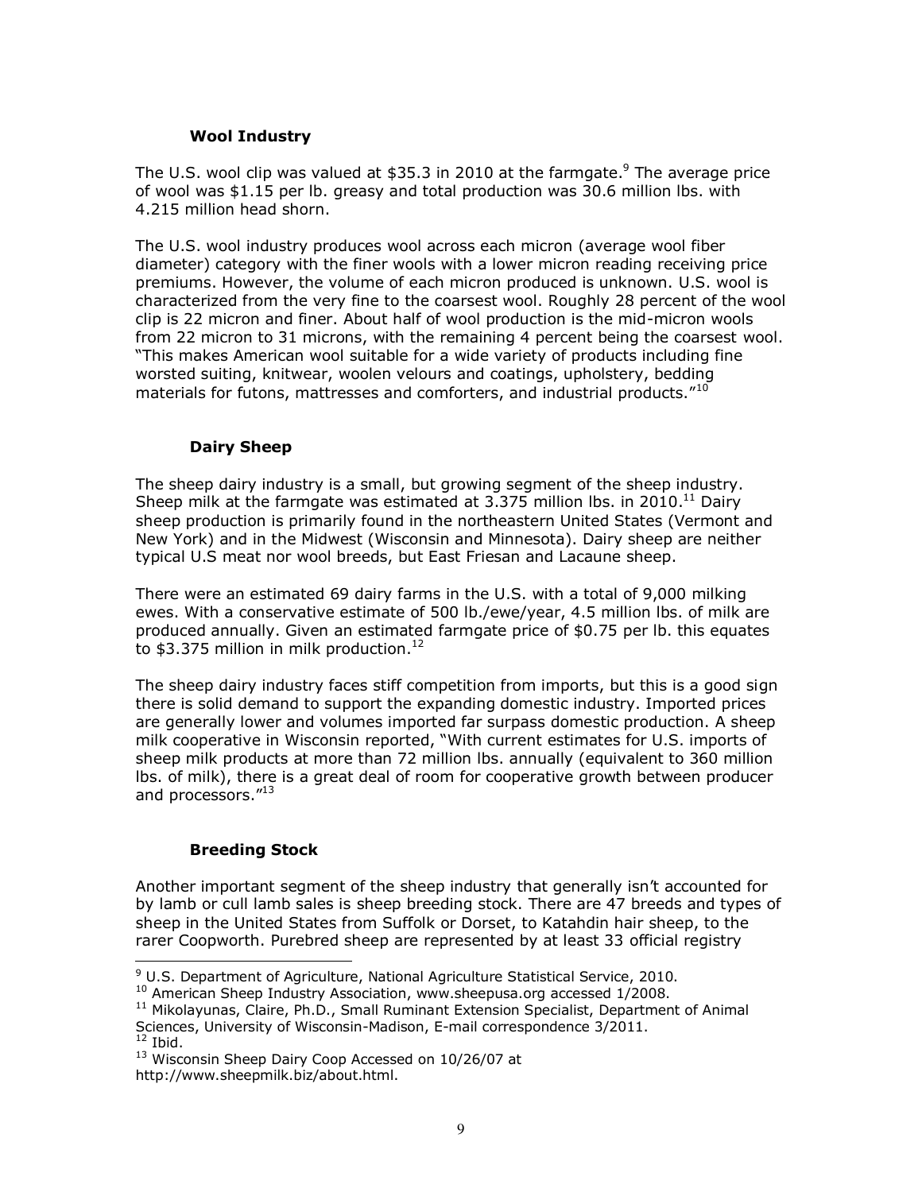### Wool Industry

The U.S. wool clip was valued at $35.3 in 2010 at the farmgate.[9] The average price of wool was $1.15 per lb. greasy and total production was 30.6 million lbs. with 4.215 million head shorn.

The U.S. wool industry produces wool across each micron (average wool fiber diameter) category with the finer wools with a lower micron reading receiving price premiums. However, the volume of each micron produced is unknown. U.S. wool is characterized from the very fine to the coarsest wool. Roughly 28 percent of the wool clip is 22 micron and finer. About half of wool production is the mid-micron wools from 22 micron to 31 microns, with the remaining 4 percent being the coarsest wool. "This makes American wool suitable for a wide variety of products including fine worsted suiting, knitwear, woolen velours and coatings, upholstery, bedding materials for futons, mattresses and comforters, and industrial products."[10]

### Dairy Sheep

The sheep dairy industry is a small, but growing segment of the sheep industry. Sheep milk at the farmgate was estimated at 3.375 million lbs. in 2010.[11] Dairy sheep production is primarily found in the northeastern United States (Vermont and New York) and in the Midwest (Wisconsin and Minnesota). Dairy sheep are neither typical U.S meat nor wool breeds, but East Friesan and Lacaune sheep.

There were an estimated 69 dairy farms in the U.S. with a total of 9,000 milking ewes. With a conservative estimate of 500 lb./ewe/year, 4.5 million lbs. of milk are produced annually. Given an estimated farmgate price of $0.75 per lb. this equates to $3.375 million in milk production.[12]

The sheep dairy industry faces stiff competition from imports, but this is a good sign there is solid demand to support the expanding domestic industry. Imported prices are generally lower and volumes imported far surpass domestic production. A sheep milk cooperative in Wisconsin reported, "With current estimates for U.S. imports of sheep milk products at more than 72 million lbs. annually (equivalent to 360 million lbs. of milk), there is a great deal of room for cooperative growth between producer and processors."[13]

### Breeding Stock

Another important segment of the sheep industry that generally isn't accounted for by lamb or cull lamb sales is sheep breeding stock. There are 47 breeds and types of sheep in the United States from Suffolk or Dorset, to Katahdin hair sheep, to the rarer Coopworth. Purebred sheep are represented by at least 33 official registry

---

[9] U.S. Department of Agriculture, National Agriculture Statistical Service, 2010.

[10] American Sheep Industry Association, www.sheepusa.org accessed 1/2008.

[11] Mikolayunas, Claire, Ph.D., Small Ruminant Extension Specialist, Department of Animal Sciences, University of Wisconsin-Madison, E-mail correspondence 3/2011.

[12] Ibid.

[13] Wisconsin Sheep Dairy Coop Accessed on 10/26/07 at http://www.sheepmilk.biz/about.html.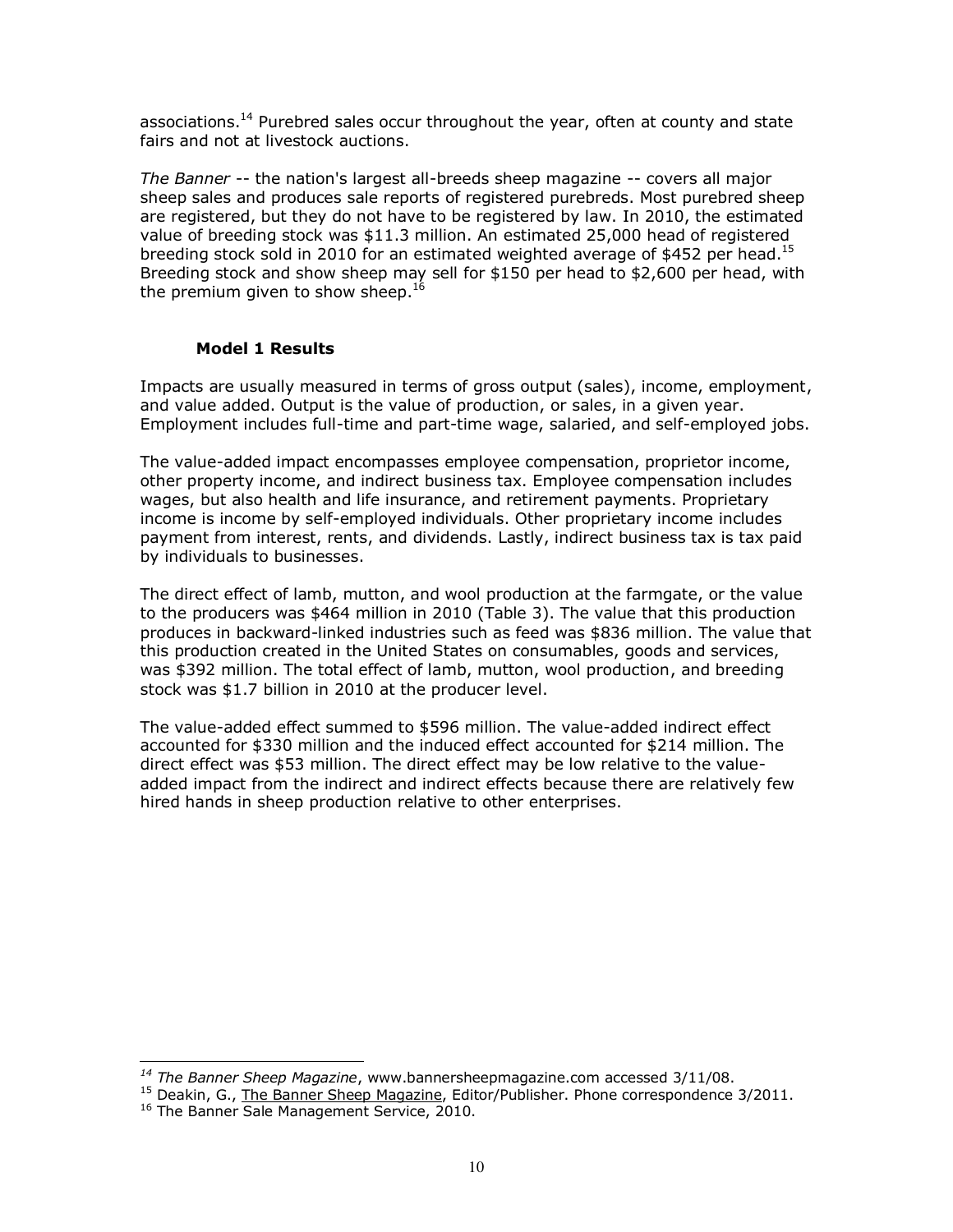associations.[14] Purebred sales occur throughout the year, often at county and state fairs and not at livestock auctions.

*The Banner* -- the nation's largest all-breeds sheep magazine -- covers all major sheep sales and produces sale reports of registered purebreds. Most purebred sheep are registered, but they do not have to be registered by law. In 2010, the estimated value of breeding stock was $11.3 million. An estimated 25,000 head of registered breeding stock sold in 2010 for an estimated weighted average of $452 per head.[15] Breeding stock and show sheep may sell for $150 per head to $2,600 per head, with the premium given to show sheep.[16]

### Model 1 Results

Impacts are usually measured in terms of gross output (sales), income, employment, and value added. Output is the value of production, or sales, in a given year. Employment includes full-time and part-time wage, salaried, and self-employed jobs.

The value-added impact encompasses employee compensation, proprietor income, other property income, and indirect business tax. Employee compensation includes wages, but also health and life insurance, and retirement payments. Proprietary income is income by self-employed individuals. Other proprietary income includes payment from interest, rents, and dividends. Lastly, indirect business tax is tax paid by individuals to businesses.

The direct effect of lamb, mutton, and wool production at the farmgate, or the value to the producers was $464 million in 2010 (Table 3). The value that this production produces in backward-linked industries such as feed was $836 million. The value that this production created in the United States on consumables, goods and services, was $392 million. The total effect of lamb, mutton, wool production, and breeding stock was $1.7 billion in 2010 at the producer level.

The value-added effect summed to $596 million. The value-added indirect effect accounted for $330 million and the induced effect accounted for $214 million. The direct effect was $53 million. The direct effect may be low relative to the value-added impact from the indirect and indirect effects because there are relatively few hired hands in sheep production relative to other enterprises.

---

[14] *The Banner Sheep Magazine*, www.bannersheepmagazine.com accessed 3/11/08.

[15] Deakin, G., The Banner Sheep Magazine, Editor/Publisher. Phone correspondence 3/2011.

[16] The Banner Sale Management Service, 2010.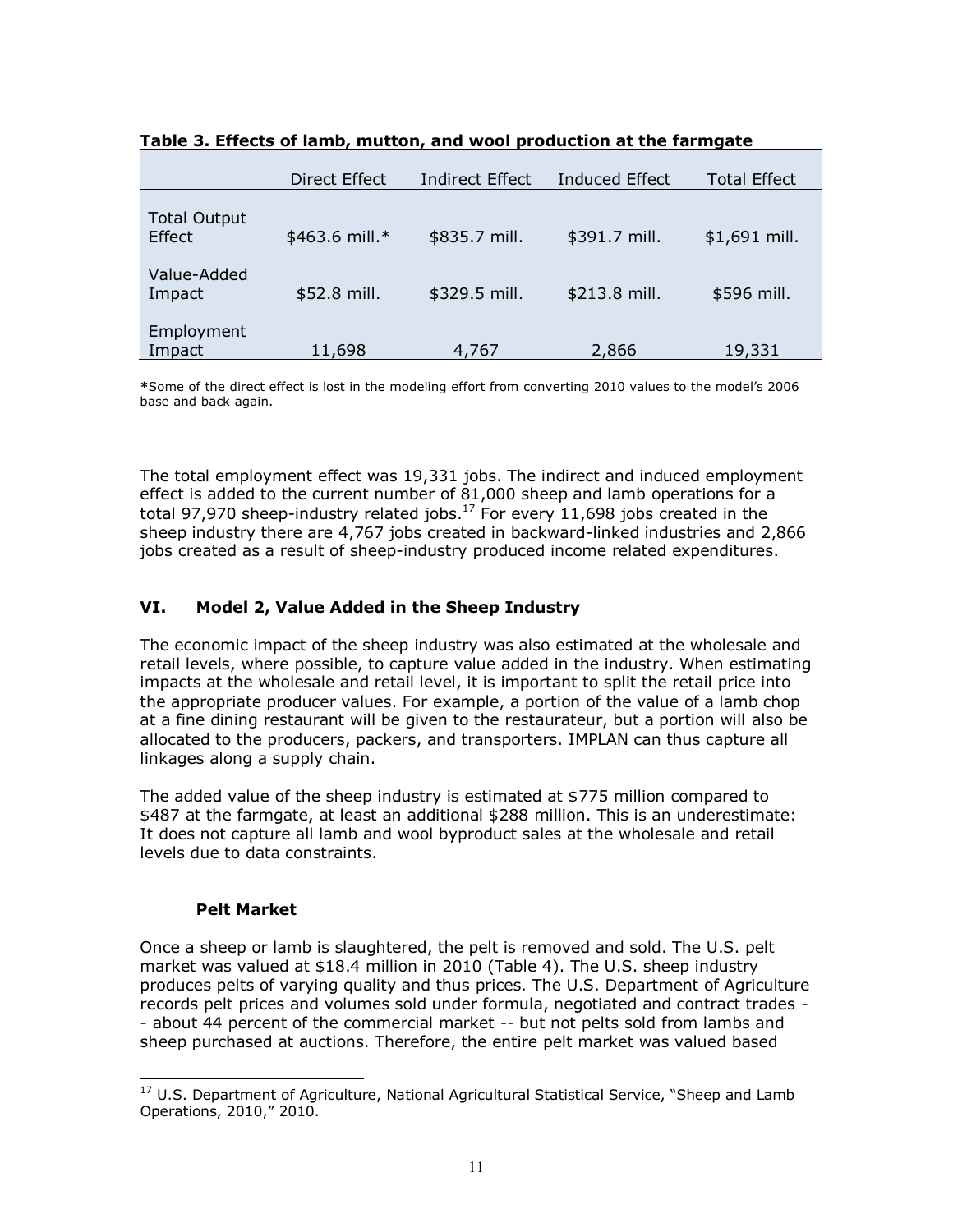**Table 3. Effects of lamb, mutton, and wool production at the farmgate**

| | Direct Effect | Indirect Effect | Induced Effect | Total Effect |
|---|---|---|---|---|
| Total Output Effect | $463.6 mill.* | $835.7 mill. | $391.7 mill. | $1,691 mill. |
| Value-Added Impact | $52.8 mill. | $329.5 mill. | $213.8 mill. | $596 mill. |
| Employment Impact | 11,698 | 4,767 | 2,866 | 19,331 |

**\***Some of the direct effect is lost in the modeling effort from converting 2010 values to the model's 2006 base and back again.

The total employment effect was 19,331 jobs. The indirect and induced employment effect is added to the current number of 81,000 sheep and lamb operations for a total 97,970 sheep-industry related jobs.[17] For every 11,698 jobs created in the sheep industry there are 4,767 jobs created in backward-linked industries and 2,866 jobs created as a result of sheep-industry produced income related expenditures.

## VI. Model 2, Value Added in the Sheep Industry

The economic impact of the sheep industry was also estimated at the wholesale and retail levels, where possible, to capture value added in the industry. When estimating impacts at the wholesale and retail level, it is important to split the retail price into the appropriate producer values. For example, a portion of the value of a lamb chop at a fine dining restaurant will be given to the restaurateur, but a portion will also be allocated to the producers, packers, and transporters. IMPLAN can thus capture all linkages along a supply chain.

The added value of the sheep industry is estimated at $775 million compared to $487 at the farmgate, at least an additional $288 million. This is an underestimate: It does not capture all lamb and wool byproduct sales at the wholesale and retail levels due to data constraints.

### Pelt Market

Once a sheep or lamb is slaughtered, the pelt is removed and sold. The U.S. pelt market was valued at $18.4 million in 2010 (Table 4). The U.S. sheep industry produces pelts of varying quality and thus prices. The U.S. Department of Agriculture records pelt prices and volumes sold under formula, negotiated and contract trades -- about 44 percent of the commercial market -- but not pelts sold from lambs and sheep purchased at auctions. Therefore, the entire pelt market was valued based

[17] U.S. Department of Agriculture, National Agricultural Statistical Service, "Sheep and Lamb Operations, 2010," 2010.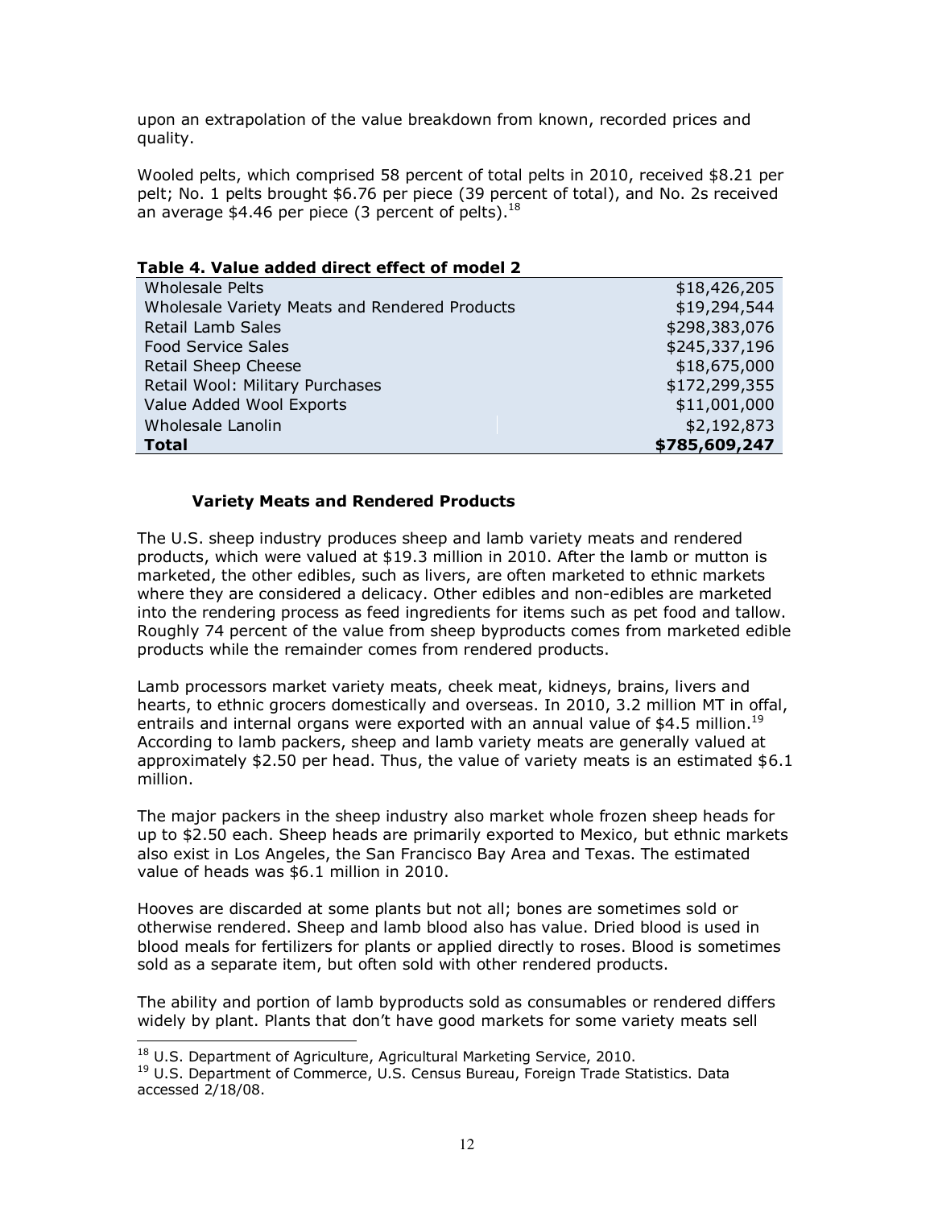upon an extrapolation of the value breakdown from known, recorded prices and quality.

Wooled pelts, which comprised 58 percent of total pelts in 2010, received $8.21 per pelt; No. 1 pelts brought $6.76 per piece (39 percent of total), and No. 2s received an average $4.46 per piece (3 percent of pelts).[18]

**Table 4. Value added direct effect of model 2**

| | |
|---|---:|
| Wholesale Pelts | $18,426,205 |
| Wholesale Variety Meats and Rendered Products | $19,294,544 |
| Retail Lamb Sales | $298,383,076 |
| Food Service Sales | $245,337,196 |
| Retail Sheep Cheese | $18,675,000 |
| Retail Wool: Military Purchases | $172,299,355 |
| Value Added Wool Exports | $11,001,000 |
| Wholesale Lanolin | $2,192,873 |
| **Total** | **$785,609,247** |

### Variety Meats and Rendered Products

The U.S. sheep industry produces sheep and lamb variety meats and rendered products, which were valued at $19.3 million in 2010. After the lamb or mutton is marketed, the other edibles, such as livers, are often marketed to ethnic markets where they are considered a delicacy. Other edibles and non-edibles are marketed into the rendering process as feed ingredients for items such as pet food and tallow. Roughly 74 percent of the value from sheep byproducts comes from marketed edible products while the remainder comes from rendered products.

Lamb processors market variety meats, cheek meat, kidneys, brains, livers and hearts, to ethnic grocers domestically and overseas. In 2010, 3.2 million MT in offal, entrails and internal organs were exported with an annual value of $4.5 million.[19] According to lamb packers, sheep and lamb variety meats are generally valued at approximately $2.50 per head. Thus, the value of variety meats is an estimated $6.1 million.

The major packers in the sheep industry also market whole frozen sheep heads for up to $2.50 each. Sheep heads are primarily exported to Mexico, but ethnic markets also exist in Los Angeles, the San Francisco Bay Area and Texas. The estimated value of heads was $6.1 million in 2010.

Hooves are discarded at some plants but not all; bones are sometimes sold or otherwise rendered. Sheep and lamb blood also has value. Dried blood is used in blood meals for fertilizers for plants or applied directly to roses. Blood is sometimes sold as a separate item, but often sold with other rendered products.

The ability and portion of lamb byproducts sold as consumables or rendered differs widely by plant. Plants that don't have good markets for some variety meats sell

---

[18] U.S. Department of Agriculture, Agricultural Marketing Service, 2010.

[19] U.S. Department of Commerce, U.S. Census Bureau, Foreign Trade Statistics. Data accessed 2/18/08.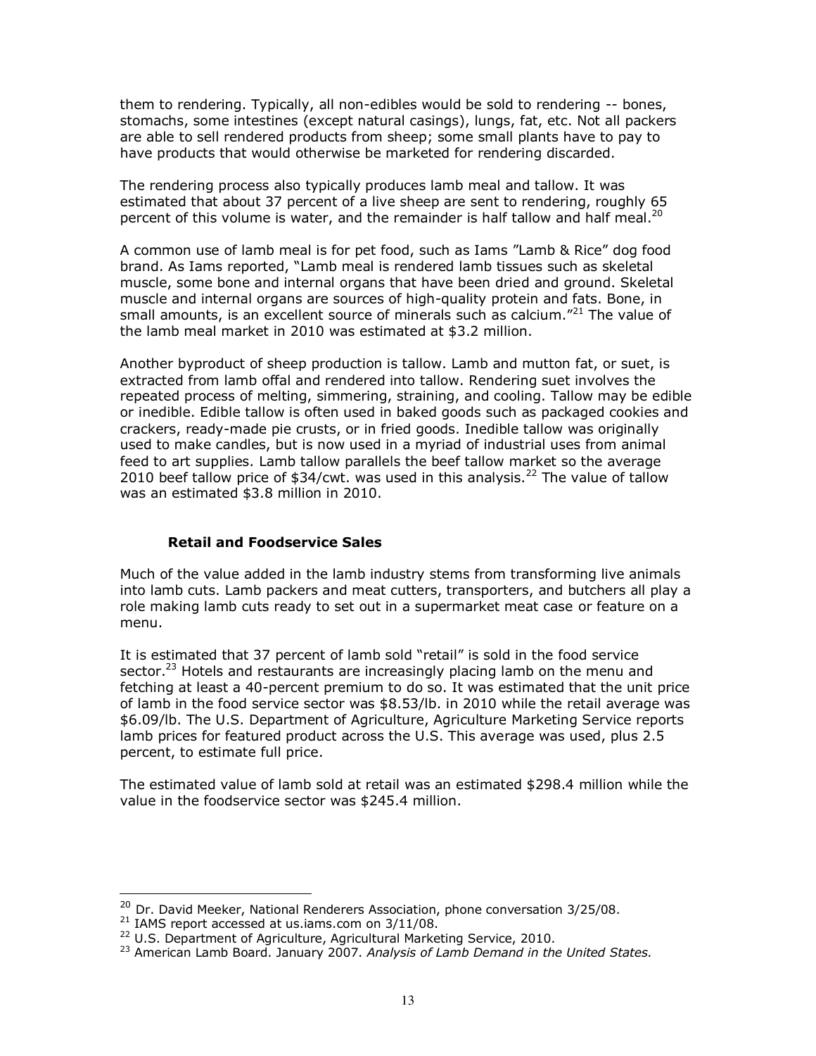them to rendering. Typically, all non-edibles would be sold to rendering -- bones, stomachs, some intestines (except natural casings), lungs, fat, etc. Not all packers are able to sell rendered products from sheep; some small plants have to pay to have products that would otherwise be marketed for rendering discarded.

The rendering process also typically produces lamb meal and tallow. It was estimated that about 37 percent of a live sheep are sent to rendering, roughly 65 percent of this volume is water, and the remainder is half tallow and half meal.[20]

A common use of lamb meal is for pet food, such as Iams "Lamb & Rice" dog food brand. As Iams reported, "Lamb meal is rendered lamb tissues such as skeletal muscle, some bone and internal organs that have been dried and ground. Skeletal muscle and internal organs are sources of high-quality protein and fats. Bone, in small amounts, is an excellent source of minerals such as calcium."[21] The value of the lamb meal market in 2010 was estimated at $3.2 million.

Another byproduct of sheep production is tallow. Lamb and mutton fat, or suet, is extracted from lamb offal and rendered into tallow. Rendering suet involves the repeated process of melting, simmering, straining, and cooling. Tallow may be edible or inedible. Edible tallow is often used in baked goods such as packaged cookies and crackers, ready-made pie crusts, or in fried goods. Inedible tallow was originally used to make candles, but is now used in a myriad of industrial uses from animal feed to art supplies. Lamb tallow parallels the beef tallow market so the average 2010 beef tallow price of $34/cwt. was used in this analysis.[22] The value of tallow was an estimated $3.8 million in 2010.

### Retail and Foodservice Sales

Much of the value added in the lamb industry stems from transforming live animals into lamb cuts. Lamb packers and meat cutters, transporters, and butchers all play a role making lamb cuts ready to set out in a supermarket meat case or feature on a menu.

It is estimated that 37 percent of lamb sold "retail" is sold in the food service sector.[23] Hotels and restaurants are increasingly placing lamb on the menu and fetching at least a 40-percent premium to do so. It was estimated that the unit price of lamb in the food service sector was $8.53/lb. in 2010 while the retail average was $6.09/lb. The U.S. Department of Agriculture, Agriculture Marketing Service reports lamb prices for featured product across the U.S. This average was used, plus 2.5 percent, to estimate full price.

The estimated value of lamb sold at retail was an estimated $298.4 million while the value in the foodservice sector was $245.4 million.

---

[20] Dr. David Meeker, National Renderers Association, phone conversation 3/25/08.

[21] IAMS report accessed at us.iams.com on 3/11/08.

[22] U.S. Department of Agriculture, Agricultural Marketing Service, 2010.

[23] American Lamb Board. January 2007. *Analysis of Lamb Demand in the United States.*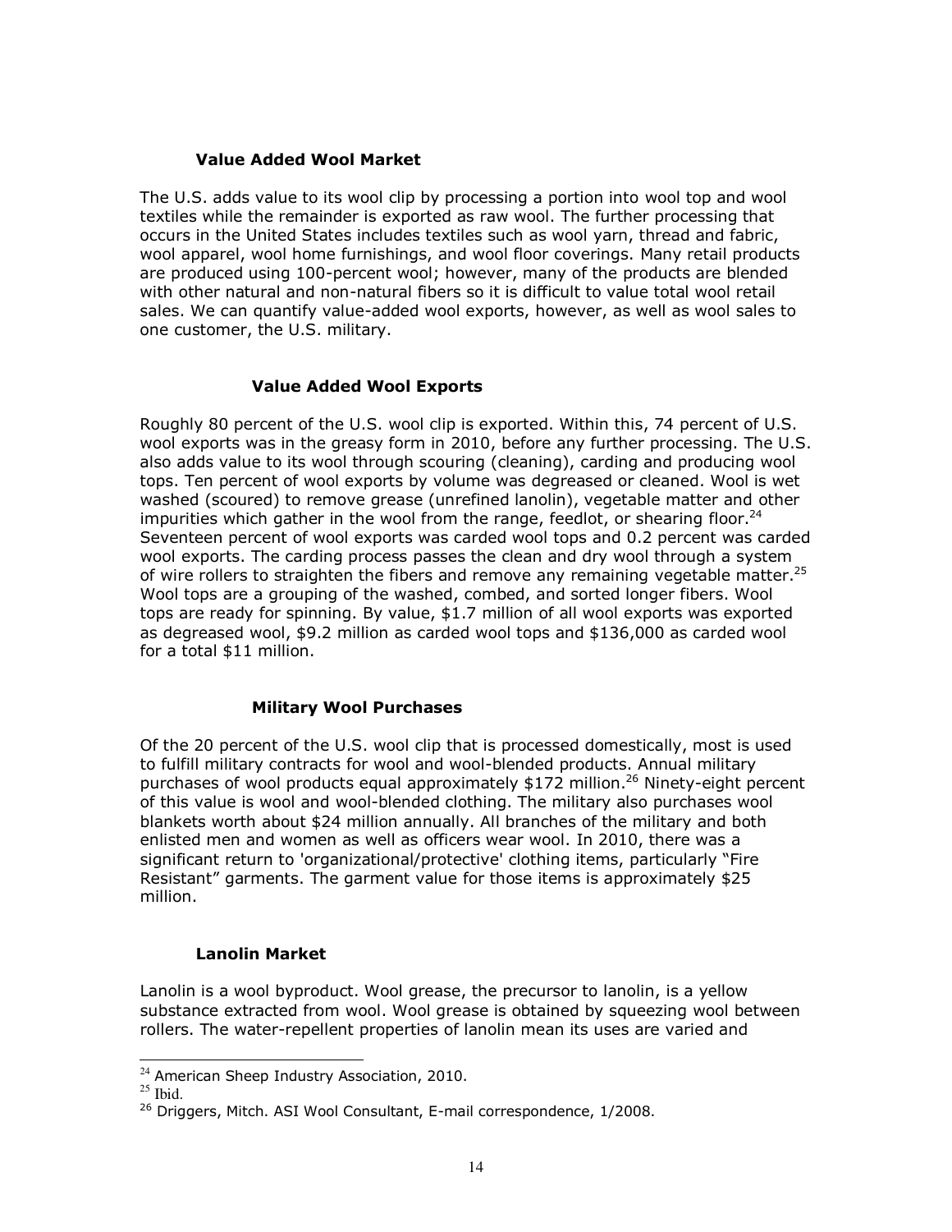### Value Added Wool Market

The U.S. adds value to its wool clip by processing a portion into wool top and wool textiles while the remainder is exported as raw wool. The further processing that occurs in the United States includes textiles such as wool yarn, thread and fabric, wool apparel, wool home furnishings, and wool floor coverings. Many retail products are produced using 100-percent wool; however, many of the products are blended with other natural and non-natural fibers so it is difficult to value total wool retail sales. We can quantify value-added wool exports, however, as well as wool sales to one customer, the U.S. military.

#### Value Added Wool Exports

Roughly 80 percent of the U.S. wool clip is exported. Within this, 74 percent of U.S. wool exports was in the greasy form in 2010, before any further processing. The U.S. also adds value to its wool through scouring (cleaning), carding and producing wool tops. Ten percent of wool exports by volume was degreased or cleaned. Wool is wet washed (scoured) to remove grease (unrefined lanolin), vegetable matter and other impurities which gather in the wool from the range, feedlot, or shearing floor.[24] Seventeen percent of wool exports was carded wool tops and 0.2 percent was carded wool exports. The carding process passes the clean and dry wool through a system of wire rollers to straighten the fibers and remove any remaining vegetable matter.[25] Wool tops are a grouping of the washed, combed, and sorted longer fibers. Wool tops are ready for spinning. By value, $1.7 million of all wool exports was exported as degreased wool, $9.2 million as carded wool tops and $136,000 as carded wool for a total $11 million.

#### Military Wool Purchases

Of the 20 percent of the U.S. wool clip that is processed domestically, most is used to fulfill military contracts for wool and wool-blended products. Annual military purchases of wool products equal approximately $172 million.[26] Ninety-eight percent of this value is wool and wool-blended clothing. The military also purchases wool blankets worth about $24 million annually. All branches of the military and both enlisted men and women as well as officers wear wool. In 2010, there was a significant return to 'organizational/protective' clothing items, particularly "Fire Resistant" garments. The garment value for those items is approximately $25 million.

### Lanolin Market

Lanolin is a wool byproduct. Wool grease, the precursor to lanolin, is a yellow substance extracted from wool. Wool grease is obtained by squeezing wool between rollers. The water-repellent properties of lanolin mean its uses are varied and

---

[24] American Sheep Industry Association, 2010.

[25] Ibid.

[26] Driggers, Mitch. ASI Wool Consultant, E-mail correspondence, 1/2008.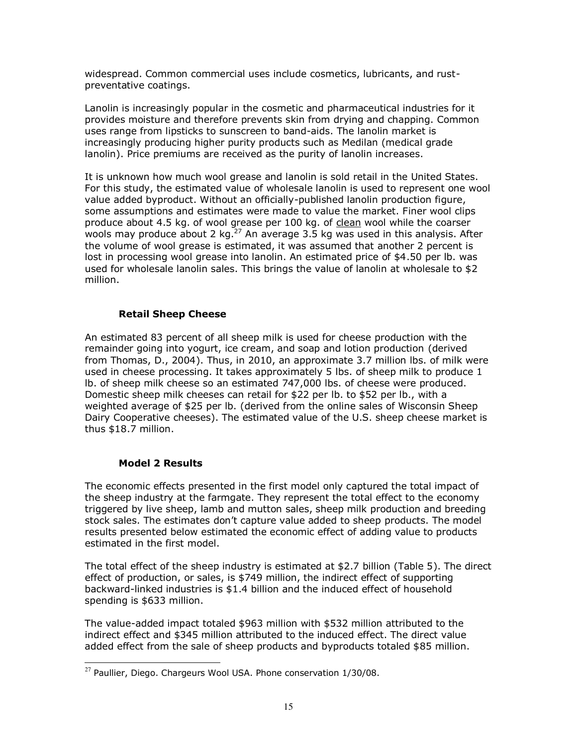widespread. Common commercial uses include cosmetics, lubricants, and rust-preventative coatings.

Lanolin is increasingly popular in the cosmetic and pharmaceutical industries for it provides moisture and therefore prevents skin from drying and chapping. Common uses range from lipsticks to sunscreen to band-aids. The lanolin market is increasingly producing higher purity products such as Medilan (medical grade lanolin). Price premiums are received as the purity of lanolin increases.

It is unknown how much wool grease and lanolin is sold retail in the United States. For this study, the estimated value of wholesale lanolin is used to represent one wool value added byproduct. Without an officially-published lanolin production figure, some assumptions and estimates were made to value the market. Finer wool clips produce about 4.5 kg. of wool grease per 100 kg. of <u>clean</u> wool while the coarser wools may produce about 2 kg.[27] An average 3.5 kg was used in this analysis. After the volume of wool grease is estimated, it was assumed that another 2 percent is lost in processing wool grease into lanolin. An estimated price of $4.50 per lb. was used for wholesale lanolin sales. This brings the value of lanolin at wholesale to $2 million.

### Retail Sheep Cheese

An estimated 83 percent of all sheep milk is used for cheese production with the remainder going into yogurt, ice cream, and soap and lotion production (derived from Thomas, D., 2004). Thus, in 2010, an approximate 3.7 million lbs. of milk were used in cheese processing. It takes approximately 5 lbs. of sheep milk to produce 1 lb. of sheep milk cheese so an estimated 747,000 lbs. of cheese were produced. Domestic sheep milk cheeses can retail for $22 per lb. to $52 per lb., with a weighted average of $25 per lb. (derived from the online sales of Wisconsin Sheep Dairy Cooperative cheeses). The estimated value of the U.S. sheep cheese market is thus $18.7 million.

### Model 2 Results

The economic effects presented in the first model only captured the total impact of the sheep industry at the farmgate. They represent the total effect to the economy triggered by live sheep, lamb and mutton sales, sheep milk production and breeding stock sales. The estimates don't capture value added to sheep products. The model results presented below estimated the economic effect of adding value to products estimated in the first model.

The total effect of the sheep industry is estimated at $2.7 billion (Table 5). The direct effect of production, or sales, is $749 million, the indirect effect of supporting backward-linked industries is $1.4 billion and the induced effect of household spending is $633 million.

The value-added impact totaled $963 million with $532 million attributed to the indirect effect and $345 million attributed to the induced effect. The direct value added effect from the sale of sheep products and byproducts totaled $85 million.

---

[27] Paullier, Diego. Chargeurs Wool USA. Phone conservation 1/30/08.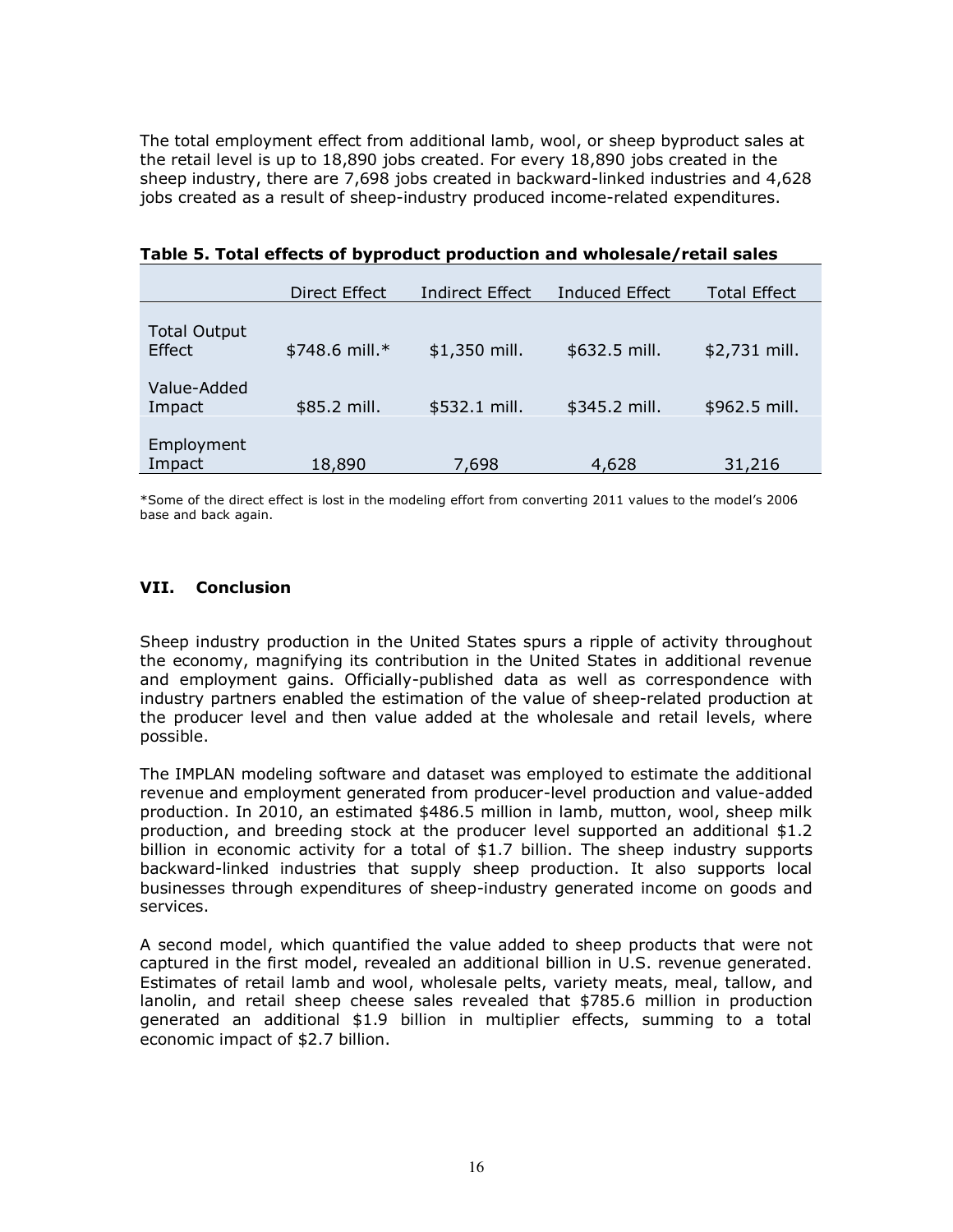The total employment effect from additional lamb, wool, or sheep byproduct sales at the retail level is up to 18,890 jobs created. For every 18,890 jobs created in the sheep industry, there are 7,698 jobs created in backward-linked industries and 4,628 jobs created as a result of sheep-industry produced income-related expenditures.

**Table 5. Total effects of byproduct production and wholesale/retail sales**

| | Direct Effect | Indirect Effect | Induced Effect | Total Effect |
|---|---|---|---|---|
| Total Output Effect | $748.6 mill.* | $1,350 mill. | $632.5 mill. | $2,731 mill. |
| Value-Added Impact | $85.2 mill. | $532.1 mill. | $345.2 mill. | $962.5 mill. |
| Employment Impact | 18,890 | 7,698 | 4,628 | 31,216 |

*Some of the direct effect is lost in the modeling effort from converting 2011 values to the model's 2006 base and back again.

## VII. Conclusion

Sheep industry production in the United States spurs a ripple of activity throughout the economy, magnifying its contribution in the United States in additional revenue and employment gains. Officially-published data as well as correspondence with industry partners enabled the estimation of the value of sheep-related production at the producer level and then value added at the wholesale and retail levels, where possible.

The IMPLAN modeling software and dataset was employed to estimate the additional revenue and employment generated from producer-level production and value-added production. In 2010, an estimated $486.5 million in lamb, mutton, wool, sheep milk production, and breeding stock at the producer level supported an additional $1.2 billion in economic activity for a total of $1.7 billion. The sheep industry supports backward-linked industries that supply sheep production. It also supports local businesses through expenditures of sheep-industry generated income on goods and services.

A second model, which quantified the value added to sheep products that were not captured in the first model, revealed an additional billion in U.S. revenue generated. Estimates of retail lamb and wool, wholesale pelts, variety meats, meal, tallow, and lanolin, and retail sheep cheese sales revealed that $785.6 million in production generated an additional $1.9 billion in multiplier effects, summing to a total economic impact of $2.7 billion.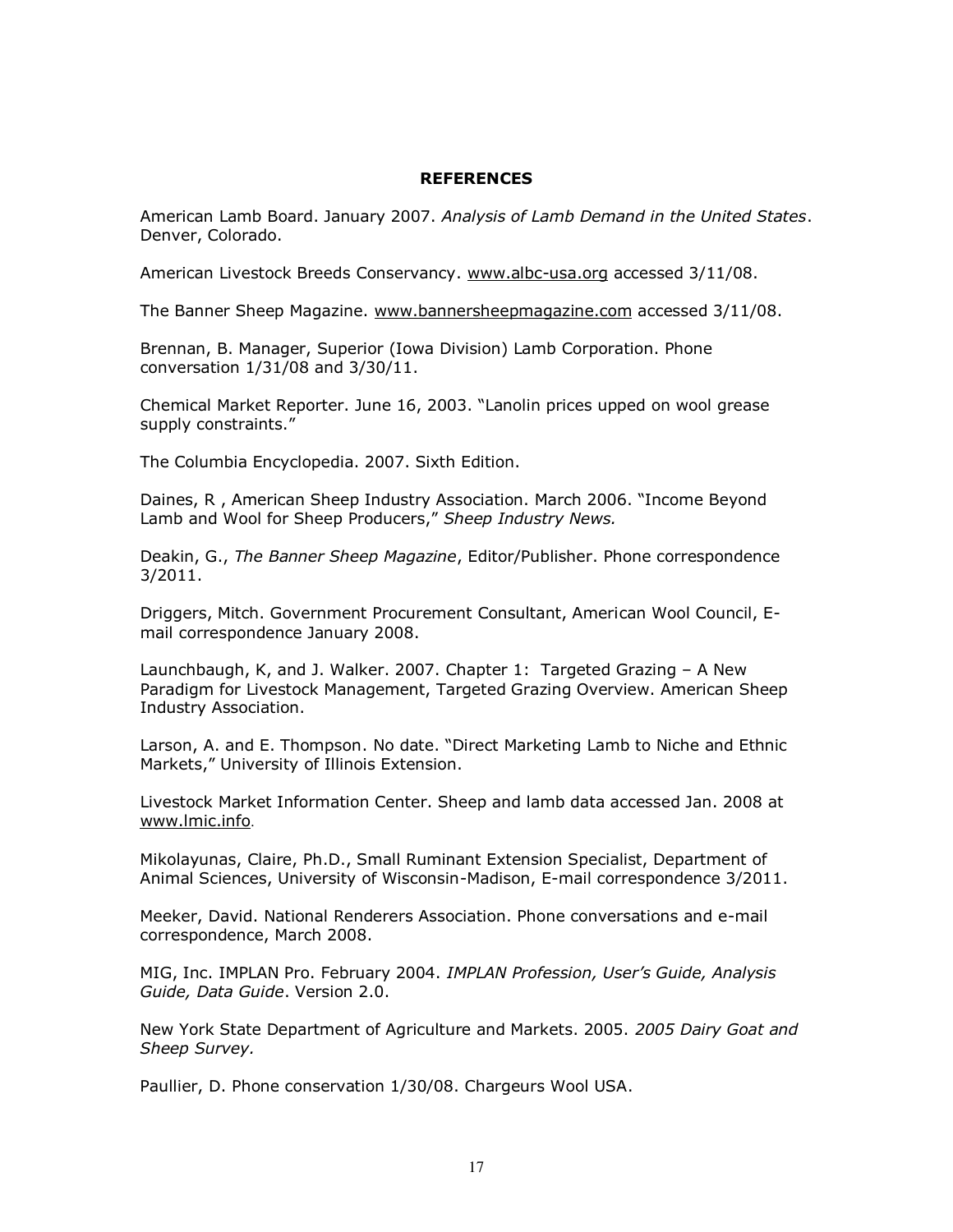## REFERENCES

American Lamb Board. January 2007. *Analysis of Lamb Demand in the United States*. Denver, Colorado.

American Livestock Breeds Conservancy. www.albc-usa.org accessed 3/11/08.

The Banner Sheep Magazine. www.bannersheepmagazine.com accessed 3/11/08.

Brennan, B. Manager, Superior (Iowa Division) Lamb Corporation. Phone conversation 1/31/08 and 3/30/11.

Chemical Market Reporter. June 16, 2003. "Lanolin prices upped on wool grease supply constraints."

The Columbia Encyclopedia. 2007. Sixth Edition.

Daines, R , American Sheep Industry Association. March 2006. "Income Beyond Lamb and Wool for Sheep Producers," *Sheep Industry News.*

Deakin, G., *The Banner Sheep Magazine*, Editor/Publisher. Phone correspondence 3/2011.

Driggers, Mitch. Government Procurement Consultant, American Wool Council, E-mail correspondence January 2008.

Launchbaugh, K, and J. Walker. 2007. Chapter 1: Targeted Grazing – A New Paradigm for Livestock Management, Targeted Grazing Overview. American Sheep Industry Association.

Larson, A. and E. Thompson. No date. "Direct Marketing Lamb to Niche and Ethnic Markets," University of Illinois Extension.

Livestock Market Information Center. Sheep and lamb data accessed Jan. 2008 at www.lmic.info.

Mikolayunas, Claire, Ph.D., Small Ruminant Extension Specialist, Department of Animal Sciences, University of Wisconsin-Madison, E-mail correspondence 3/2011.

Meeker, David. National Renderers Association. Phone conversations and e-mail correspondence, March 2008.

MIG, Inc. IMPLAN Pro. February 2004. *IMPLAN Profession, User's Guide, Analysis Guide, Data Guide*. Version 2.0.

New York State Department of Agriculture and Markets. 2005. *2005 Dairy Goat and Sheep Survey.*

Paullier, D. Phone conservation 1/30/08. Chargeurs Wool USA.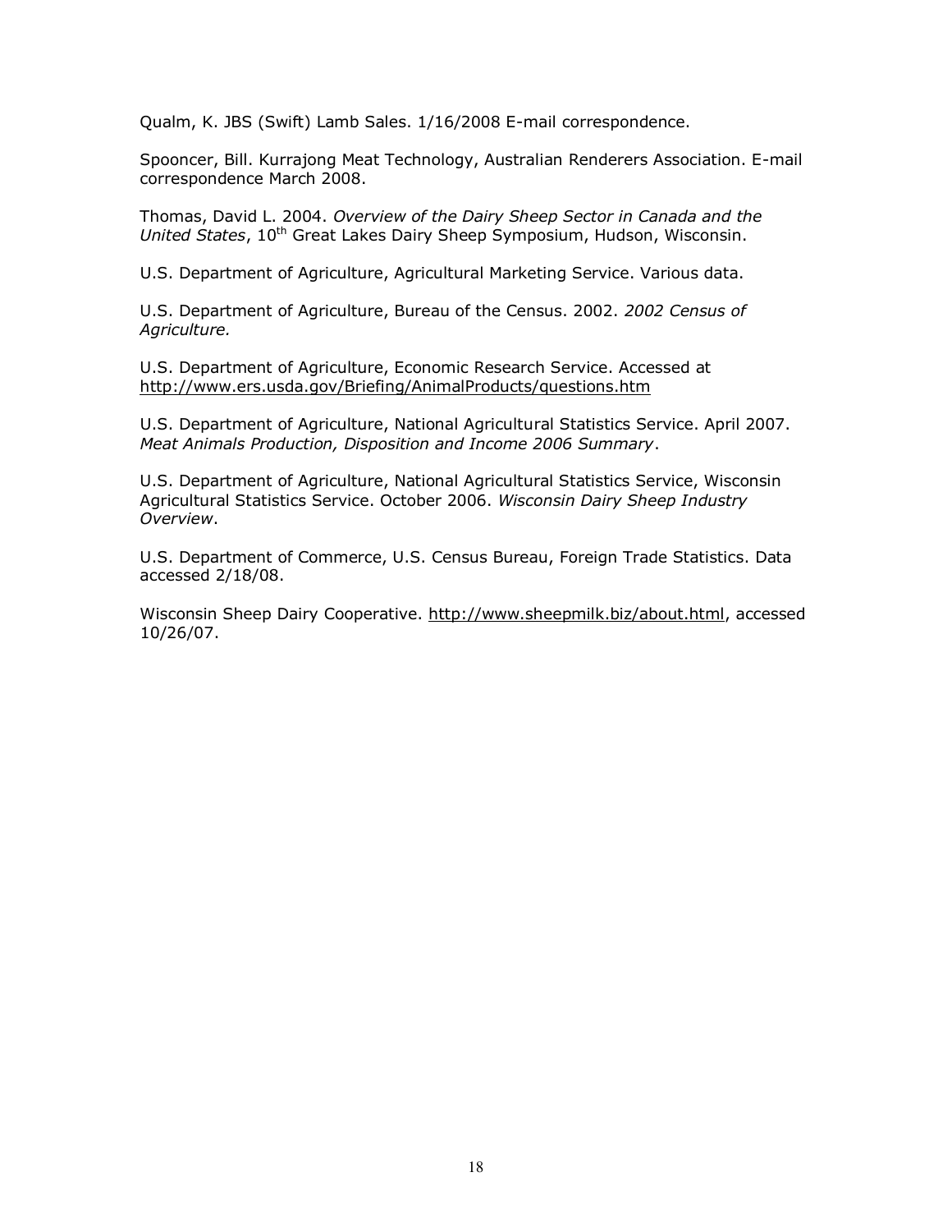Qualm, K. JBS (Swift) Lamb Sales. 1/16/2008 E-mail correspondence.

Spooncer, Bill. Kurrajong Meat Technology, Australian Renderers Association. E-mail correspondence March 2008.

Thomas, David L. 2004. *Overview of the Dairy Sheep Sector in Canada and the United States*, 10th Great Lakes Dairy Sheep Symposium, Hudson, Wisconsin.

U.S. Department of Agriculture, Agricultural Marketing Service. Various data.

U.S. Department of Agriculture, Bureau of the Census. 2002. *2002 Census of Agriculture.*

U.S. Department of Agriculture, Economic Research Service. Accessed at http://www.ers.usda.gov/Briefing/AnimalProducts/questions.htm

U.S. Department of Agriculture, National Agricultural Statistics Service. April 2007. *Meat Animals Production, Disposition and Income 2006 Summary*.

U.S. Department of Agriculture, National Agricultural Statistics Service, Wisconsin Agricultural Statistics Service. October 2006. *Wisconsin Dairy Sheep Industry Overview*.

U.S. Department of Commerce, U.S. Census Bureau, Foreign Trade Statistics. Data accessed 2/18/08.

Wisconsin Sheep Dairy Cooperative. http://www.sheepmilk.biz/about.html, accessed 10/26/07.